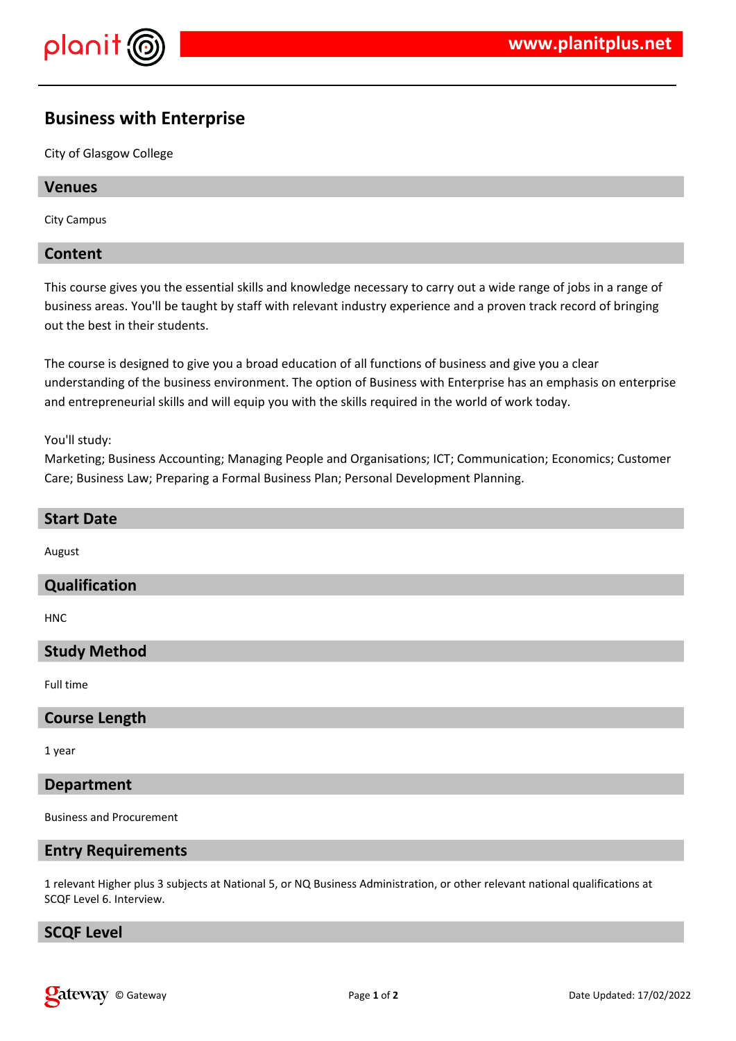# Business with Enterprise

City of Glasgow College

## Venues

City Campus

## Content

This course gives you the essential skills and knowledge necessary to carry out a wide range of jobs in a range of business areas. You'll be taught by staff with relevant industry experience and a proven track record of bringing out the best in their students.

The course is designed to give you a broad education of all functions of business and give you a clear understanding of the business environment. The option of Business with Enterprise has an emphasis on enterprise and entrepreneurial skills and will equip you with the skills required in the world of work today.

You'll study:
Marketing; Business Accounting; Managing People and Organisations; ICT; Communication; Economics; Customer Care; Business Law; Preparing a Formal Business Plan; Personal Development Planning.

## Start Date

August

## Qualification

HNC

## Study Method

Full time

## Course Length

1 year

## Department

Business and Procurement

## Entry Requirements

1 relevant Higher plus 3 subjects at National 5, or NQ Business Administration, or other relevant national qualifications at SCQF Level 6. Interview.

## SCQF Level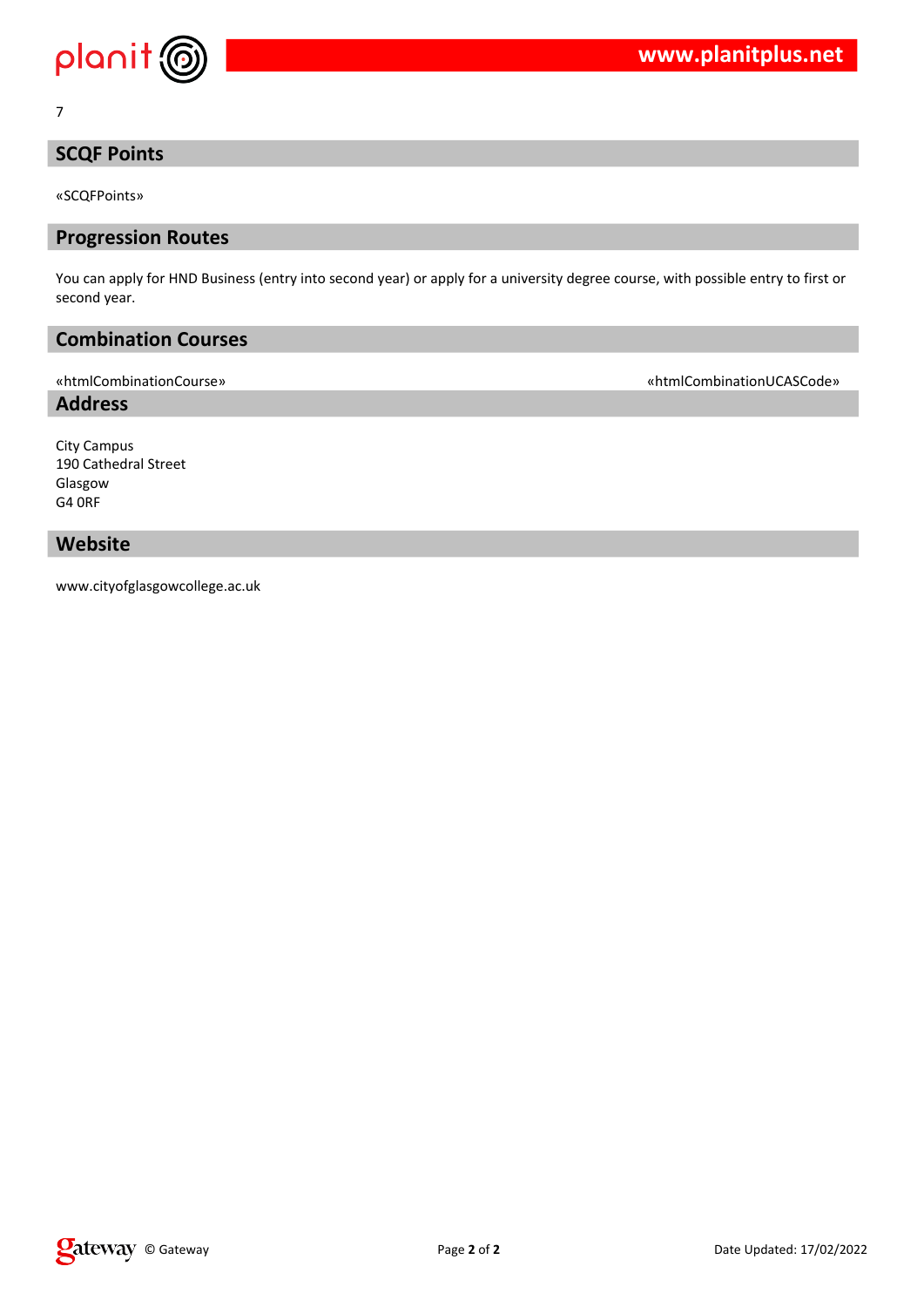7

## SCQF Points

«SCQFPoints»

## Progression Routes

You can apply for HND Business (entry into second year) or apply for a university degree course, with possible entry to first or second year.

## Combination Courses

«htmlCombinationCourse» «htmlCombinationUCASCode»

## Address

City Campus
190 Cathedral Street
Glasgow
G4 0RF

## Website

www.cityofglasgowcollege.ac.uk